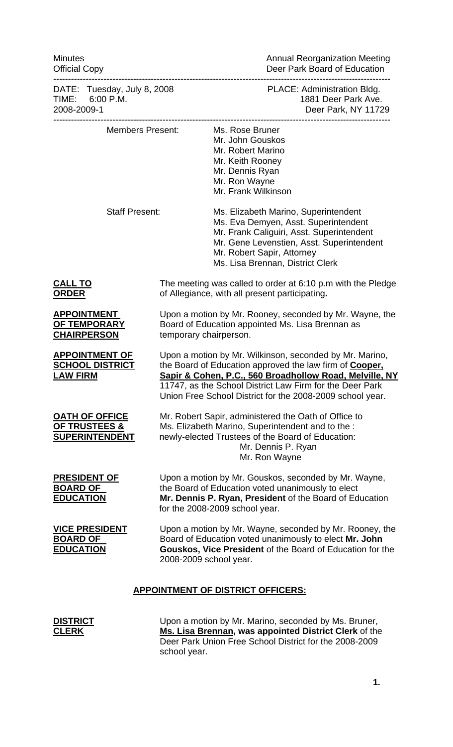Minutes
Official Copy

Annual Reorganization Meeting
Deer Park Board of Education

---

DATE: Tuesday, July 8, 2008
TIME: 6:00 P.M.
2008-2009-1

PLACE: Administration Bldg.
1881 Deer Park Ave.
Deer Park, NY 11729

---

| | |
|---|---|
| Members Present: | Ms. Rose Bruner<br>Mr. John Gouskos<br>Mr. Robert Marino<br>Mr. Keith Rooney<br>Mr. Dennis Ryan<br>Mr. Ron Wayne<br>Mr. Frank Wilkinson |
| Staff Present: | Ms. Elizabeth Marino, Superintendent<br>Ms. Eva Demyen, Asst. Superintendent<br>Mr. Frank Caliguiri, Asst. Superintendent<br>Mr. Gene Levenstien, Asst. Superintendent<br>Mr. Robert Sapir, Attorney<br>Ms. Lisa Brennan, District Clerk |

**CALL TO ORDER**

The meeting was called to order at 6:10 p.m with the Pledge of Allegiance, with all present participating**.**

**APPOINTMENT OF TEMPORARY CHAIRPERSON**

Upon a motion by Mr. Rooney, seconded by Mr. Wayne, the Board of Education appointed Ms. Lisa Brennan as temporary chairperson.

**APPOINTMENT OF SCHOOL DISTRICT LAW FIRM**

Upon a motion by Mr. Wilkinson, seconded by Mr. Marino, the Board of Education approved the law firm of **Cooper, Sapir & Cohen, P.C., 560 Broadhollow Road, Melville, NY** 11747, as the School District Law Firm for the Deer Park Union Free School District for the 2008-2009 school year.

**OATH OF OFFICE OF TRUSTEES & SUPERINTENDENT**

Mr. Robert Sapir, administered the Oath of Office to Ms. Elizabeth Marino, Superintendent and to the : newly-elected Trustees of the Board of Education:
Mr. Dennis P. Ryan
Mr. Ron Wayne

**PRESIDENT OF BOARD OF EDUCATION**

Upon a motion by Mr. Gouskos, seconded by Mr. Wayne, the Board of Education voted unanimously to elect **Mr. Dennis P. Ryan, President** of the Board of Education for the 2008-2009 school year.

**VICE PRESIDENT BOARD OF EDUCATION**

Upon a motion by Mr. Wayne, seconded by Mr. Rooney, the Board of Education voted unanimously to elect **Mr. John Gouskos, Vice President** of the Board of Education for the 2008-2009 school year.

## APPOINTMENT OF DISTRICT OFFICERS:

**DISTRICT CLERK**

Upon a motion by Mr. Marino, seconded by Ms. Bruner, **Ms. Lisa Brennan, was appointed District Clerk** of the Deer Park Union Free School District for the 2008-2009 school year.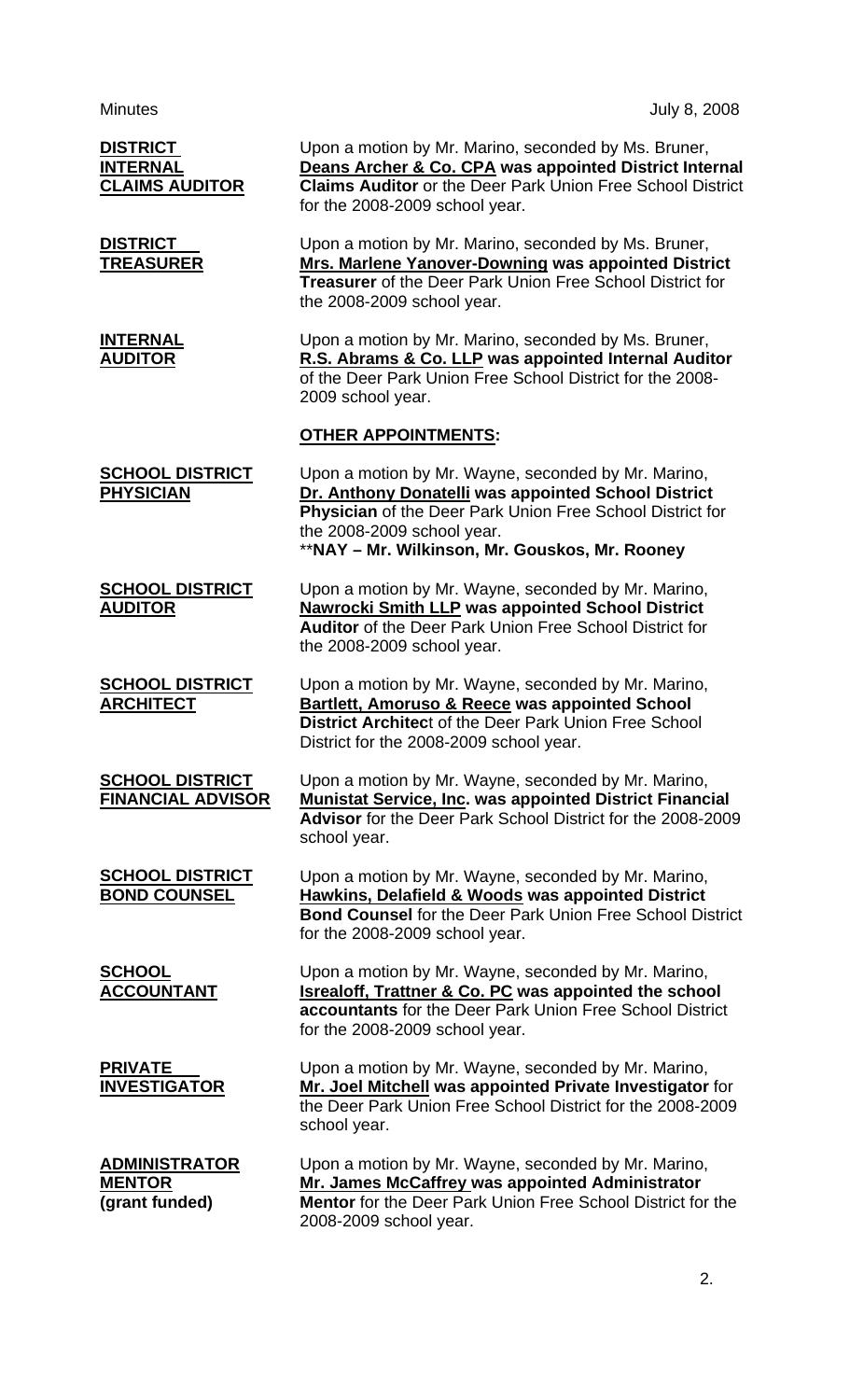**DISTRICT INTERNAL CLAIMS AUDITOR**

Upon a motion by Mr. Marino, seconded by Ms. Bruner, **Deans Archer & Co. CPA was appointed District Internal Claims Auditor** or the Deer Park Union Free School District for the 2008-2009 school year.

**DISTRICT TREASURER**

Upon a motion by Mr. Marino, seconded by Ms. Bruner, **Mrs. Marlene Yanover-Downing was appointed District Treasurer** of the Deer Park Union Free School District for the 2008-2009 school year.

**INTERNAL AUDITOR**

Upon a motion by Mr. Marino, seconded by Ms. Bruner, **R.S. Abrams & Co. LLP was appointed Internal Auditor** of the Deer Park Union Free School District for the 2008-2009 school year.

## OTHER APPOINTMENTS:

**SCHOOL DISTRICT PHYSICIAN**

Upon a motion by Mr. Wayne, seconded by Mr. Marino, **Dr. Anthony Donatelli was appointed School District Physician** of the Deer Park Union Free School District for the 2008-2009 school year.
**NAY – Mr. Wilkinson, Mr. Gouskos, Mr. Rooney**

**SCHOOL DISTRICT AUDITOR**

Upon a motion by Mr. Wayne, seconded by Mr. Marino, **Nawrocki Smith LLP was appointed School District Auditor** of the Deer Park Union Free School District for the 2008-2009 school year.

**SCHOOL DISTRICT ARCHITECT**

Upon a motion by Mr. Wayne, seconded by Mr. Marino, **Bartlett, Amoruso & Reece was appointed School District Architec**t of the Deer Park Union Free School District for the 2008-2009 school year.

**SCHOOL DISTRICT FINANCIAL ADVISOR**

Upon a motion by Mr. Wayne, seconded by Mr. Marino, **Munistat Service, Inc. was appointed District Financial Advisor** for the Deer Park School District for the 2008-2009 school year.

**SCHOOL DISTRICT BOND COUNSEL**

Upon a motion by Mr. Wayne, seconded by Mr. Marino, **Hawkins, Delafield & Woods was appointed District Bond Counsel** for the Deer Park Union Free School District for the 2008-2009 school year.

**SCHOOL ACCOUNTANT**

Upon a motion by Mr. Wayne, seconded by Mr. Marino, **Isrealoff, Trattner & Co. PC was appointed the school accountants** for the Deer Park Union Free School District for the 2008-2009 school year.

**PRIVATE INVESTIGATOR**

Upon a motion by Mr. Wayne, seconded by Mr. Marino, **Mr. Joel Mitchell was appointed Private Investigator** for the Deer Park Union Free School District for the 2008-2009 school year.

**ADMINISTRATOR MENTOR (grant funded)**

Upon a motion by Mr. Wayne, seconded by Mr. Marino, **Mr. James McCaffrey was appointed Administrator Mentor** for the Deer Park Union Free School District for the 2008-2009 school year.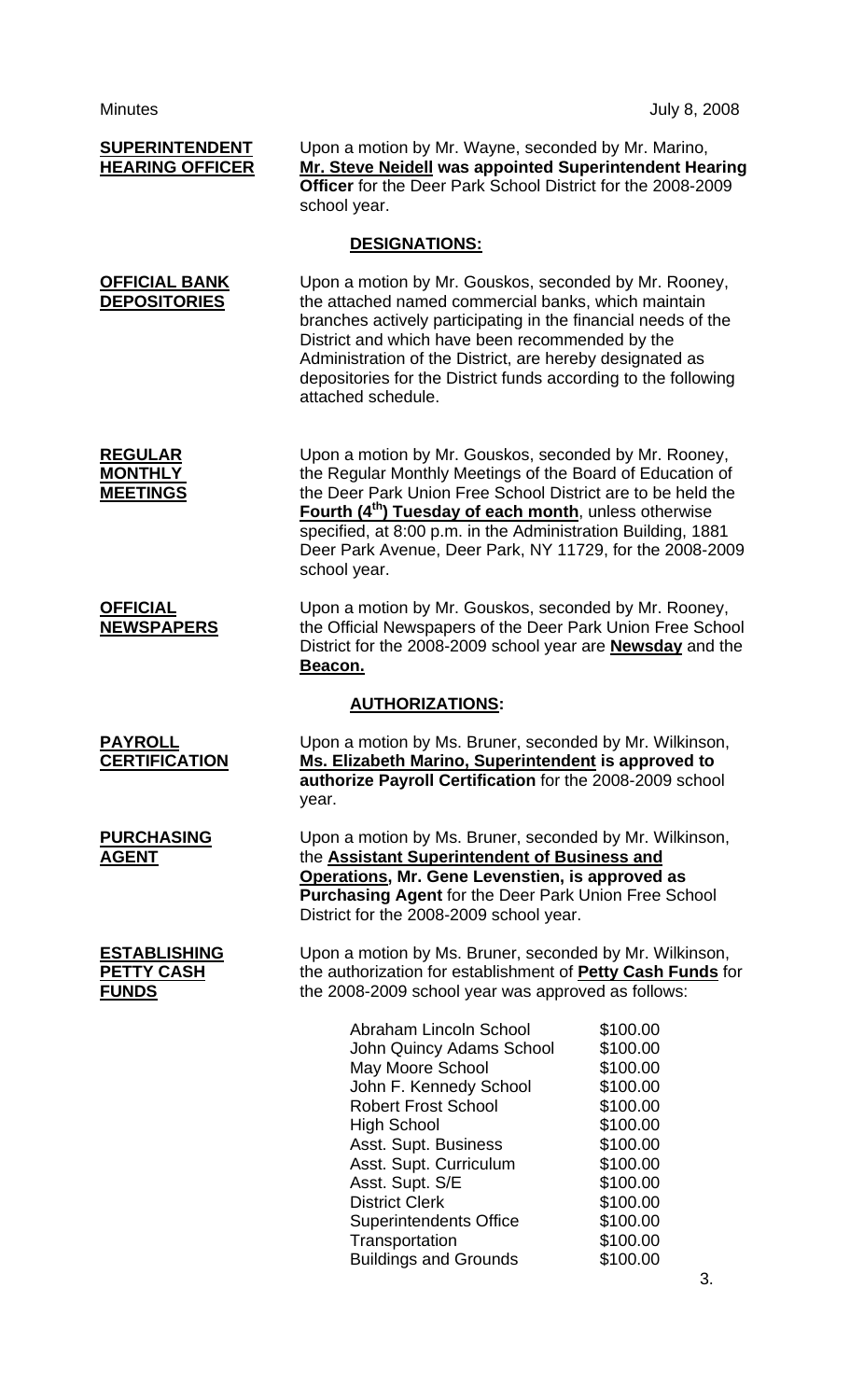Minutes July 8, 2008

**SUPERINTENDENT HEARING OFFICER**

Upon a motion by Mr. Wayne, seconded by Mr. Marino, **Mr. Steve Neidell was appointed Superintendent Hearing Officer** for the Deer Park School District for the 2008-2009 school year.

## DESIGNATIONS:

**OFFICIAL BANK DEPOSITORIES**

Upon a motion by Mr. Gouskos, seconded by Mr. Rooney, the attached named commercial banks, which maintain branches actively participating in the financial needs of the District and which have been recommended by the Administration of the District, are hereby designated as depositories for the District funds according to the following attached schedule.

**REGULAR MONTHLY MEETINGS**

Upon a motion by Mr. Gouskos, seconded by Mr. Rooney, the Regular Monthly Meetings of the Board of Education of the Deer Park Union Free School District are to be held the **Fourth (4th) Tuesday of each month**, unless otherwise specified, at 8:00 p.m. in the Administration Building, 1881 Deer Park Avenue, Deer Park, NY 11729, for the 2008-2009 school year.

**OFFICIAL NEWSPAPERS**

Upon a motion by Mr. Gouskos, seconded by Mr. Rooney, the Official Newspapers of the Deer Park Union Free School District for the 2008-2009 school year are **Newsday** and the **Beacon.**

## AUTHORIZATIONS:

**PAYROLL CERTIFICATION**

Upon a motion by Ms. Bruner, seconded by Mr. Wilkinson, **Ms. Elizabeth Marino, Superintendent is approved to authorize Payroll Certification** for the 2008-2009 school year.

**PURCHASING AGENT**

Upon a motion by Ms. Bruner, seconded by Mr. Wilkinson, the **Assistant Superintendent of Business and Operations, Mr. Gene Levenstien, is approved as Purchasing Agent** for the Deer Park Union Free School District for the 2008-2009 school year.

**ESTABLISHING PETTY CASH FUNDS**

Upon a motion by Ms. Bruner, seconded by Mr. Wilkinson, the authorization for establishment of **Petty Cash Funds** for the 2008-2009 school year was approved as follows:

| | |
|---|---|
| Abraham Lincoln School | $100.00 |
| John Quincy Adams School | $100.00 |
| May Moore School | $100.00 |
| John F. Kennedy School | $100.00 |
| Robert Frost School | $100.00 |
| High School | $100.00 |
| Asst. Supt. Business | $100.00 |
| Asst. Supt. Curriculum | $100.00 |
| Asst. Supt. S/E | $100.00 |
| District Clerk | $100.00 |
| Superintendents Office | $100.00 |
| Transportation | $100.00 |
| Buildings and Grounds | $100.00 |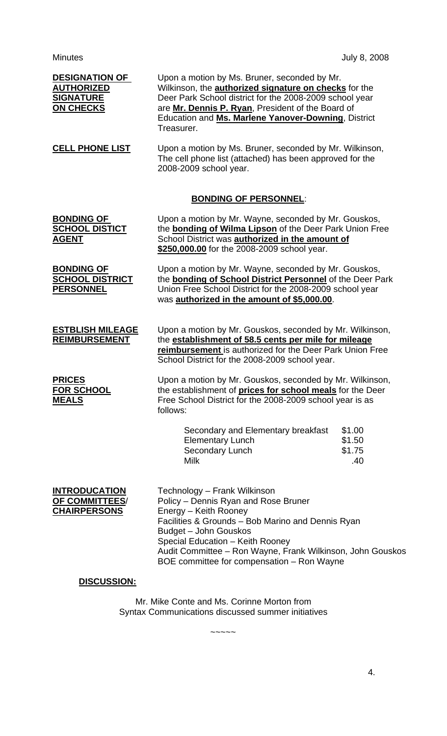**DESIGNATION OF AUTHORIZED SIGNATURE ON CHECKS**

Upon a motion by Ms. Bruner, seconded by Mr. Wilkinson, the **authorized signature on checks** for the Deer Park School district for the 2008-2009 school year are **Mr. Dennis P. Ryan**, President of the Board of Education and **Ms. Marlene Yanover-Downing**, District Treasurer.

**CELL PHONE LIST**

Upon a motion by Ms. Bruner, seconded by Mr. Wilkinson, The cell phone list (attached) has been approved for the 2008-2009 school year.

## BONDING OF PERSONNEL:

**BONDING OF SCHOOL DISTICT AGENT**

Upon a motion by Mr. Wayne, seconded by Mr. Gouskos, the **bonding of Wilma Lipson** of the Deer Park Union Free School District was **authorized in the amount of $250,000.00** for the 2008-2009 school year.

**BONDING OF SCHOOL DISTRICT PERSONNEL**

Upon a motion by Mr. Wayne, seconded by Mr. Gouskos, the **bonding of School District Personnel** of the Deer Park Union Free School District for the 2008-2009 school year was **authorized in the amount of $5,000.00**.

**ESTBLISH MILEAGE REIMBURSEMENT**

Upon a motion by Mr. Gouskos, seconded by Mr. Wilkinson, the **establishment of 58.5 cents per mile for mileage reimbursement** is authorized for the Deer Park Union Free School District for the 2008-2009 school year.

**PRICES FOR SCHOOL MEALS**

Upon a motion by Mr. Gouskos, seconded by Mr. Wilkinson, the establishment of **prices for school meals** for the Deer Free School District for the 2008-2009 school year is as follows:

| | |
|---|---|
| Secondary and Elementary breakfast | $1.00 |
| Elementary Lunch | $1.50 |
| Secondary Lunch | $1.75 |
| Milk | .40 |

**INTRODUCATION OF COMMITTEES/ CHAIRPERSONS**

Technology – Frank Wilkinson
Policy – Dennis Ryan and Rose Bruner
Energy – Keith Rooney
Facilities & Grounds – Bob Marino and Dennis Ryan
Budget – John Gouskos
Special Education – Keith Rooney
Audit Committee – Ron Wayne, Frank Wilkinson, John Gouskos
BOE committee for compensation – Ron Wayne

**DISCUSSION:**

Mr. Mike Conte and Ms. Corinne Morton from Syntax Communications discussed summer initiatives

~~~~~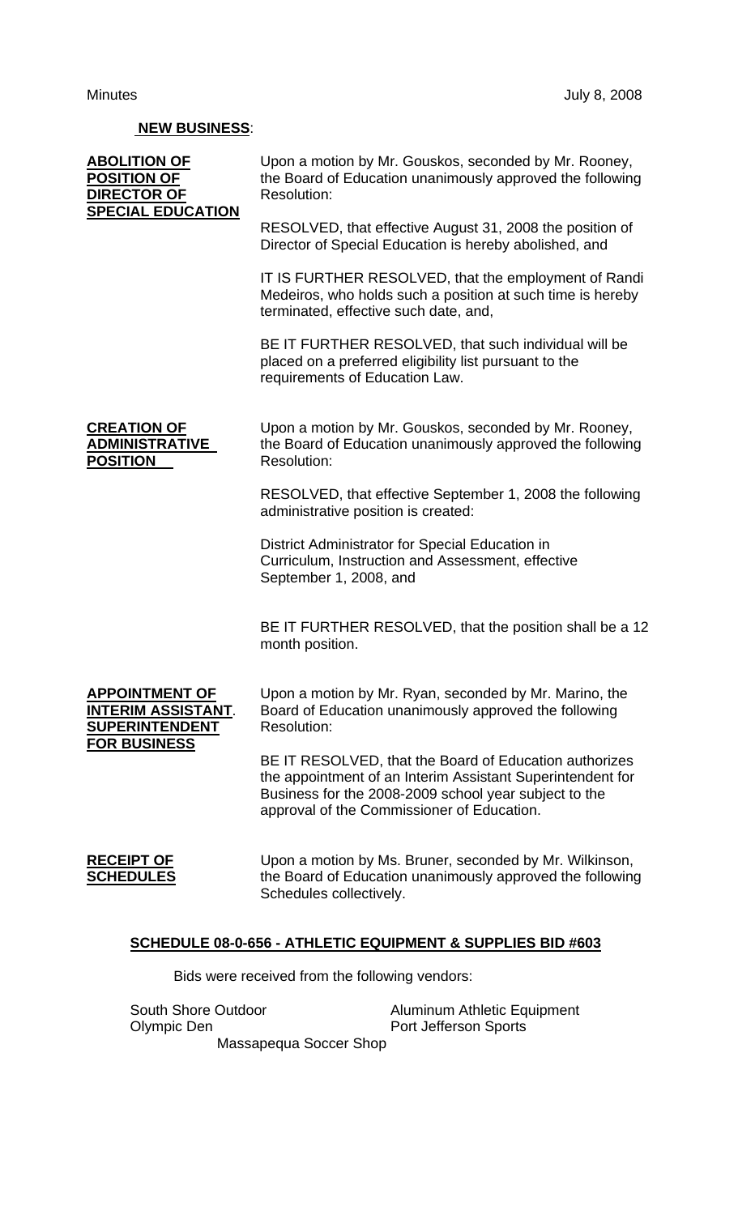**NEW BUSINESS**:

**ABOLITION OF POSITION OF DIRECTOR OF SPECIAL EDUCATION**

Upon a motion by Mr. Gouskos, seconded by Mr. Rooney, the Board of Education unanimously approved the following Resolution:

RESOLVED, that effective August 31, 2008 the position of Director of Special Education is hereby abolished, and

IT IS FURTHER RESOLVED, that the employment of Randi Medeiros, who holds such a position at such time is hereby terminated, effective such date, and,

BE IT FURTHER RESOLVED, that such individual will be placed on a preferred eligibility list pursuant to the requirements of Education Law.

**CREATION OF ADMINISTRATIVE POSITION**

Upon a motion by Mr. Gouskos, seconded by Mr. Rooney, the Board of Education unanimously approved the following Resolution:

RESOLVED, that effective September 1, 2008 the following administrative position is created:

District Administrator for Special Education in Curriculum, Instruction and Assessment, effective September 1, 2008, and

BE IT FURTHER RESOLVED, that the position shall be a 12 month position.

**APPOINTMENT OF INTERIM ASSISTANT. SUPERINTENDENT FOR BUSINESS**

Upon a motion by Mr. Ryan, seconded by Mr. Marino, the Board of Education unanimously approved the following Resolution:

BE IT RESOLVED, that the Board of Education authorizes the appointment of an Interim Assistant Superintendent for Business for the 2008-2009 school year subject to the approval of the Commissioner of Education.

**RECEIPT OF SCHEDULES**

Upon a motion by Ms. Bruner, seconded by Mr. Wilkinson, the Board of Education unanimously approved the following Schedules collectively.

**SCHEDULE 08-0-656 - ATHLETIC EQUIPMENT & SUPPLIES BID #603**

Bids were received from the following vendors:

South Shore Outdoor
Aluminum Athletic Equipment
Olympic Den
Port Jefferson Sports
Massapequa Soccer Shop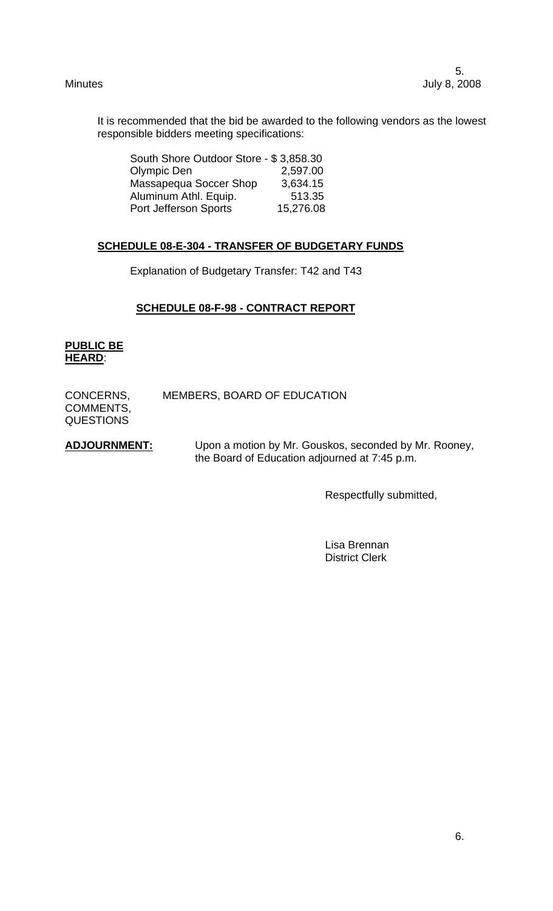It is recommended that the bid be awarded to the following vendors as the lowest responsible bidders meeting specifications:

| | |
|---|---|
| South Shore Outdoor Store - | $ 3,858.30 |
| Olympic Den | 2,597.00 |
| Massapequa Soccer Shop | 3,634.15 |
| Aluminum Athl. Equip. | 513.35 |
| Port Jefferson Sports | 15,276.08 |

**SCHEDULE 08-E-304 - TRANSFER OF BUDGETARY FUNDS**

Explanation of Budgetary Transfer: T42 and T43

**SCHEDULE 08-F-98 - CONTRACT REPORT**

**PUBLIC BE HEARD**:

CONCERNS, COMMENTS, QUESTIONS — MEMBERS, BOARD OF EDUCATION

**ADJOURNMENT:** Upon a motion by Mr. Gouskos, seconded by Mr. Rooney, the Board of Education adjourned at 7:45 p.m.

Respectfully submitted,

Lisa Brennan
District Clerk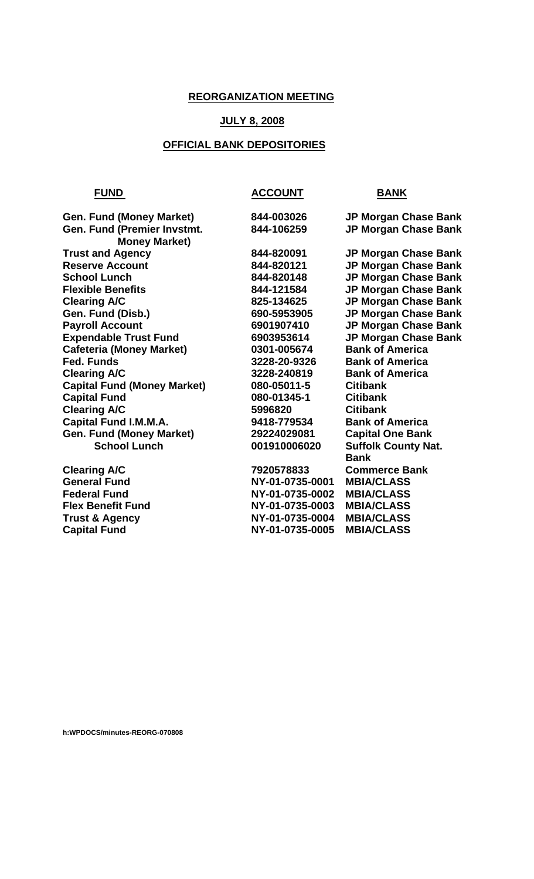# REORGANIZATION MEETING

## JULY 8, 2008

## OFFICIAL BANK DEPOSITORIES

| FUND | ACCOUNT | BANK |
| --- | --- | --- |
| Gen. Fund (Money Market) | 844-003026 | JP Morgan Chase Bank |
| Gen. Fund (Premier Invstmt. Money Market) | 844-106259 | JP Morgan Chase Bank |
| Trust and Agency | 844-820091 | JP Morgan Chase Bank |
| Reserve Account | 844-820121 | JP Morgan Chase Bank |
| School Lunch | 844-820148 | JP Morgan Chase Bank |
| Flexible Benefits | 844-121584 | JP Morgan Chase Bank |
| Clearing A/C | 825-134625 | JP Morgan Chase Bank |
| Gen. Fund (Disb.) | 690-5953905 | JP Morgan Chase Bank |
| Payroll Account | 6901907410 | JP Morgan Chase Bank |
| Expendable Trust Fund | 6903953614 | JP Morgan Chase Bank |
| Cafeteria (Money Market) | 0301-005674 | Bank of America |
| Fed. Funds | 3228-20-9326 | Bank of America |
| Clearing A/C | 3228-240819 | Bank of America |
| Capital Fund (Money Market) | 080-05011-5 | Citibank |
| Capital Fund | 080-01345-1 | Citibank |
| Clearing A/C | 5996820 | Citibank |
| Capital Fund I.M.M.A. | 9418-779534 | Bank of America |
| Gen. Fund (Money Market) | 29224029081 | Capital One Bank |
| School Lunch | 001910006020 | Suffolk County Nat. Bank |
| Clearing A/C | 7920578833 | Commerce Bank |
| General Fund | NY-01-0735-0001 | MBIA/CLASS |
| Federal Fund | NY-01-0735-0002 | MBIA/CLASS |
| Flex Benefit Fund | NY-01-0735-0003 | MBIA/CLASS |
| Trust & Agency | NY-01-0735-0004 | MBIA/CLASS |
| Capital Fund | NY-01-0735-0005 | MBIA/CLASS |

h:WPDOCS/minutes-REORG-070808